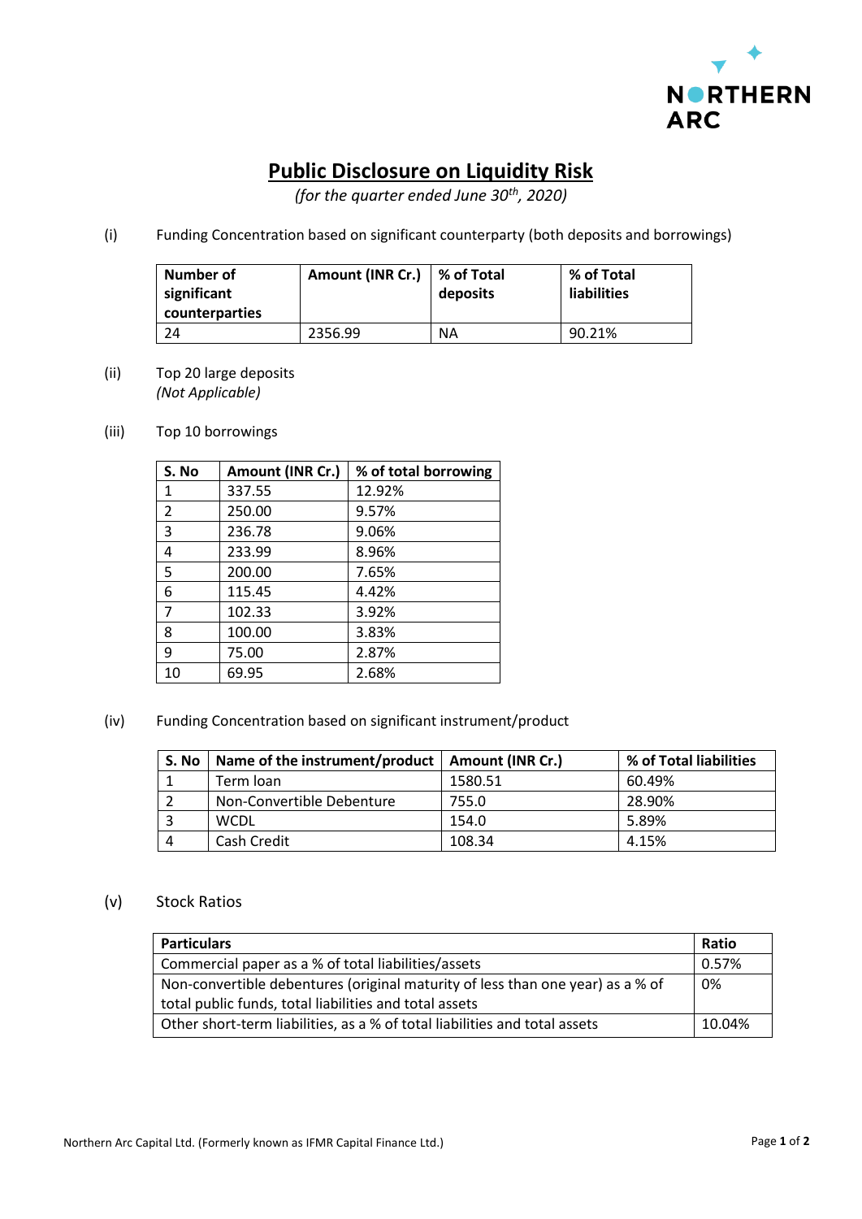# Public Disclosure on Liquidity Risk

*(for the quarter ended June 30th, 2020)*

(i) Funding Concentration based on significant counterparty (both deposits and borrowings)

| Number of significant counterparties | Amount (INR Cr.) | % of Total deposits | % of Total liabilities |
|---|---|---|---|
| 24 | 2356.99 | NA | 90.21% |

(ii) Top 20 large deposits
*(Not Applicable)*

(iii) Top 10 borrowings

| S. No | Amount (INR Cr.) | % of total borrowing |
|---|---|---|
| 1 | 337.55 | 12.92% |
| 2 | 250.00 | 9.57% |
| 3 | 236.78 | 9.06% |
| 4 | 233.99 | 8.96% |
| 5 | 200.00 | 7.65% |
| 6 | 115.45 | 4.42% |
| 7 | 102.33 | 3.92% |
| 8 | 100.00 | 3.83% |
| 9 | 75.00 | 2.87% |
| 10 | 69.95 | 2.68% |

(iv) Funding Concentration based on significant instrument/product

| S. No | Name of the instrument/product | Amount (INR Cr.) | % of Total liabilities |
|---|---|---|---|
| 1 | Term loan | 1580.51 | 60.49% |
| 2 | Non-Convertible Debenture | 755.0 | 28.90% |
| 3 | WCDL | 154.0 | 5.89% |
| 4 | Cash Credit | 108.34 | 4.15% |

(v) Stock Ratios

| Particulars | Ratio |
|---|---|
| Commercial paper as a % of total liabilities/assets | 0.57% |
| Non-convertible debentures (original maturity of less than one year) as a % of total public funds, total liabilities and total assets | 0% |
| Other short-term liabilities, as a % of total liabilities and total assets | 10.04% |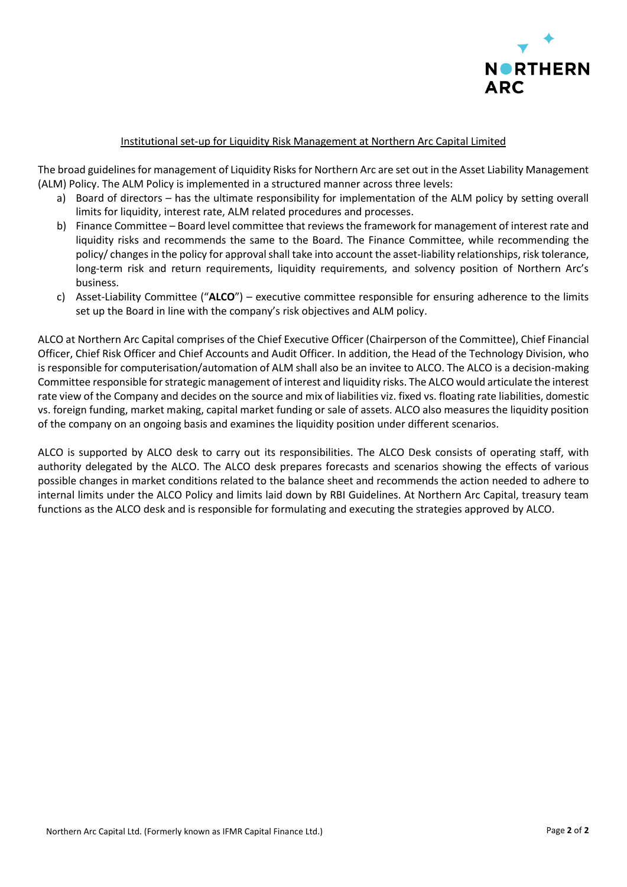Institutional set-up for Liquidity Risk Management at Northern Arc Capital Limited

The broad guidelines for management of Liquidity Risks for Northern Arc are set out in the Asset Liability Management (ALM) Policy. The ALM Policy is implemented in a structured manner across three levels:

a) Board of directors – has the ultimate responsibility for implementation of the ALM policy by setting overall limits for liquidity, interest rate, ALM related procedures and processes.
b) Finance Committee – Board level committee that reviews the framework for management of interest rate and liquidity risks and recommends the same to the Board. The Finance Committee, while recommending the policy/ changes in the policy for approval shall take into account the asset-liability relationships, risk tolerance, long-term risk and return requirements, liquidity requirements, and solvency position of Northern Arc's business.
c) Asset-Liability Committee ("**ALCO**") – executive committee responsible for ensuring adherence to the limits set up the Board in line with the company's risk objectives and ALM policy.

ALCO at Northern Arc Capital comprises of the Chief Executive Officer (Chairperson of the Committee), Chief Financial Officer, Chief Risk Officer and Chief Accounts and Audit Officer. In addition, the Head of the Technology Division, who is responsible for computerisation/automation of ALM shall also be an invitee to ALCO. The ALCO is a decision-making Committee responsible for strategic management of interest and liquidity risks. The ALCO would articulate the interest rate view of the Company and decides on the source and mix of liabilities viz. fixed vs. floating rate liabilities, domestic vs. foreign funding, market making, capital market funding or sale of assets. ALCO also measures the liquidity position of the company on an ongoing basis and examines the liquidity position under different scenarios.

ALCO is supported by ALCO desk to carry out its responsibilities. The ALCO Desk consists of operating staff, with authority delegated by the ALCO. The ALCO desk prepares forecasts and scenarios showing the effects of various possible changes in market conditions related to the balance sheet and recommends the action needed to adhere to internal limits under the ALCO Policy and limits laid down by RBI Guidelines. At Northern Arc Capital, treasury team functions as the ALCO desk and is responsible for formulating and executing the strategies approved by ALCO.